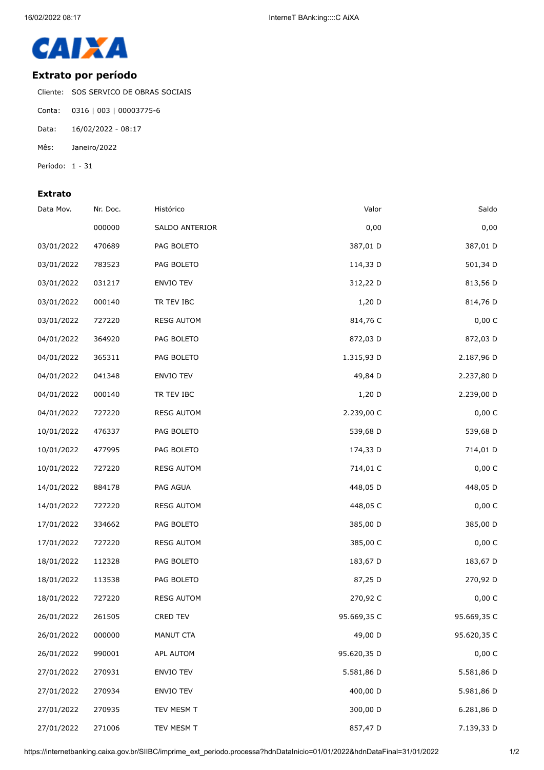CAIXA

## Extrato por período

Cliente: SOS SERVICO DE OBRAS SOCIAIS

Conta: 0316 | 003 | 00003775-6

Data: 16/02/2022 - 08:17

Mês: Janeiro/2022

Período: 1 - 31

### Extrato

| Data Mov. | Nr. Doc. | Histórico | Valor | Saldo |
|---|---|---|---|---|
| | 000000 | SALDO ANTERIOR | 0,00 | 0,00 |
| 03/01/2022 | 470689 | PAG BOLETO | 387,01 D | 387,01 D |
| 03/01/2022 | 783523 | PAG BOLETO | 114,33 D | 501,34 D |
| 03/01/2022 | 031217 | ENVIO TEV | 312,22 D | 813,56 D |
| 03/01/2022 | 000140 | TR TEV IBC | 1,20 D | 814,76 D |
| 03/01/2022 | 727220 | RESG AUTOM | 814,76 C | 0,00 C |
| 04/01/2022 | 364920 | PAG BOLETO | 872,03 D | 872,03 D |
| 04/01/2022 | 365311 | PAG BOLETO | 1.315,93 D | 2.187,96 D |
| 04/01/2022 | 041348 | ENVIO TEV | 49,84 D | 2.237,80 D |
| 04/01/2022 | 000140 | TR TEV IBC | 1,20 D | 2.239,00 D |
| 04/01/2022 | 727220 | RESG AUTOM | 2.239,00 C | 0,00 C |
| 10/01/2022 | 476337 | PAG BOLETO | 539,68 D | 539,68 D |
| 10/01/2022 | 477995 | PAG BOLETO | 174,33 D | 714,01 D |
| 10/01/2022 | 727220 | RESG AUTOM | 714,01 C | 0,00 C |
| 14/01/2022 | 884178 | PAG AGUA | 448,05 D | 448,05 D |
| 14/01/2022 | 727220 | RESG AUTOM | 448,05 C | 0,00 C |
| 17/01/2022 | 334662 | PAG BOLETO | 385,00 D | 385,00 D |
| 17/01/2022 | 727220 | RESG AUTOM | 385,00 C | 0,00 C |
| 18/01/2022 | 112328 | PAG BOLETO | 183,67 D | 183,67 D |
| 18/01/2022 | 113538 | PAG BOLETO | 87,25 D | 270,92 D |
| 18/01/2022 | 727220 | RESG AUTOM | 270,92 C | 0,00 C |
| 26/01/2022 | 261505 | CRED TEV | 95.669,35 C | 95.669,35 C |
| 26/01/2022 | 000000 | MANUT CTA | 49,00 D | 95.620,35 C |
| 26/01/2022 | 990001 | APL AUTOM | 95.620,35 D | 0,00 C |
| 27/01/2022 | 270931 | ENVIO TEV | 5.581,86 D | 5.581,86 D |
| 27/01/2022 | 270934 | ENVIO TEV | 400,00 D | 5.981,86 D |
| 27/01/2022 | 270935 | TEV MESM T | 300,00 D | 6.281,86 D |
| 27/01/2022 | 271006 | TEV MESM T | 857,47 D | 7.139,33 D |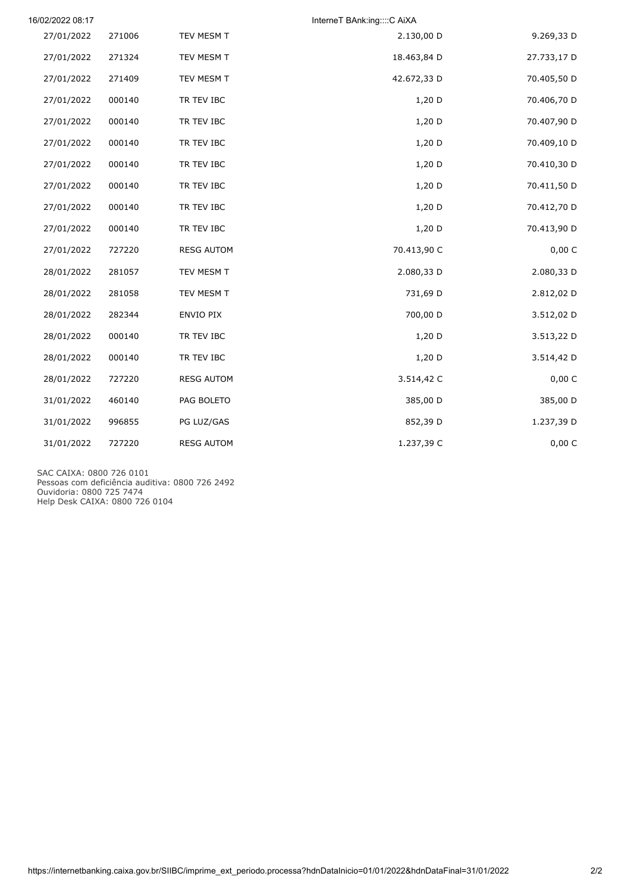| | | | | |
|---|---|---|---|---|
| 27/01/2022 | 271006 | TEV MESM T | 2.130,00 D | 9.269,33 D |
| 27/01/2022 | 271324 | TEV MESM T | 18.463,84 D | 27.733,17 D |
| 27/01/2022 | 271409 | TEV MESM T | 42.672,33 D | 70.405,50 D |
| 27/01/2022 | 000140 | TR TEV IBC | 1,20 D | 70.406,70 D |
| 27/01/2022 | 000140 | TR TEV IBC | 1,20 D | 70.407,90 D |
| 27/01/2022 | 000140 | TR TEV IBC | 1,20 D | 70.409,10 D |
| 27/01/2022 | 000140 | TR TEV IBC | 1,20 D | 70.410,30 D |
| 27/01/2022 | 000140 | TR TEV IBC | 1,20 D | 70.411,50 D |
| 27/01/2022 | 000140 | TR TEV IBC | 1,20 D | 70.412,70 D |
| 27/01/2022 | 000140 | TR TEV IBC | 1,20 D | 70.413,90 D |
| 27/01/2022 | 727220 | RESG AUTOM | 70.413,90 C | 0,00 C |
| 28/01/2022 | 281057 | TEV MESM T | 2.080,33 D | 2.080,33 D |
| 28/01/2022 | 281058 | TEV MESM T | 731,69 D | 2.812,02 D |
| 28/01/2022 | 282344 | ENVIO PIX | 700,00 D | 3.512,02 D |
| 28/01/2022 | 000140 | TR TEV IBC | 1,20 D | 3.513,22 D |
| 28/01/2022 | 000140 | TR TEV IBC | 1,20 D | 3.514,42 D |
| 28/01/2022 | 727220 | RESG AUTOM | 3.514,42 C | 0,00 C |
| 31/01/2022 | 460140 | PAG BOLETO | 385,00 D | 385,00 D |
| 31/01/2022 | 996855 | PG LUZ/GAS | 852,39 D | 1.237,39 D |
| 31/01/2022 | 727220 | RESG AUTOM | 1.237,39 C | 0,00 C |

SAC CAIXA: 0800 726 0101
Pessoas com deficiência auditiva: 0800 726 2492
Ouvidoria: 0800 725 7474
Help Desk CAIXA: 0800 726 0104